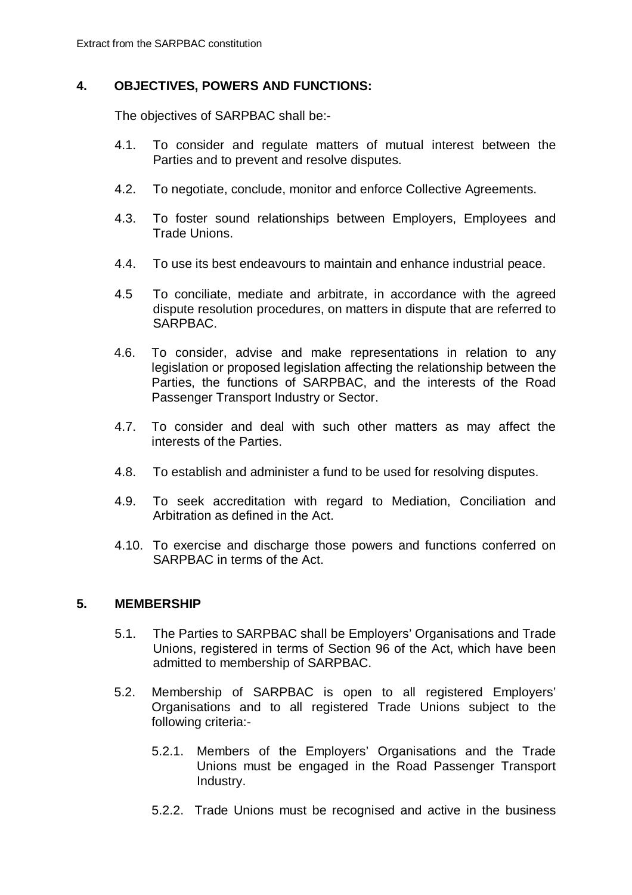Extract from the SARPBAC constitution

## 4. OBJECTIVES, POWERS AND FUNCTIONS:

The objectives of SARPBAC shall be:-

4.1. To consider and regulate matters of mutual interest between the Parties and to prevent and resolve disputes.

4.2. To negotiate, conclude, monitor and enforce Collective Agreements.

4.3. To foster sound relationships between Employers, Employees and Trade Unions.

4.4. To use its best endeavours to maintain and enhance industrial peace.

4.5 To conciliate, mediate and arbitrate, in accordance with the agreed dispute resolution procedures, on matters in dispute that are referred to SARPBAC.

4.6. To consider, advise and make representations in relation to any legislation or proposed legislation affecting the relationship between the Parties, the functions of SARPBAC, and the interests of the Road Passenger Transport Industry or Sector.

4.7. To consider and deal with such other matters as may affect the interests of the Parties.

4.8. To establish and administer a fund to be used for resolving disputes.

4.9. To seek accreditation with regard to Mediation, Conciliation and Arbitration as defined in the Act.

4.10. To exercise and discharge those powers and functions conferred on SARPBAC in terms of the Act.

## 5. MEMBERSHIP

5.1. The Parties to SARPBAC shall be Employers' Organisations and Trade Unions, registered in terms of Section 96 of the Act, which have been admitted to membership of SARPBAC.

5.2. Membership of SARPBAC is open to all registered Employers' Organisations and to all registered Trade Unions subject to the following criteria:-

5.2.1. Members of the Employers' Organisations and the Trade Unions must be engaged in the Road Passenger Transport Industry.

5.2.2. Trade Unions must be recognised and active in the business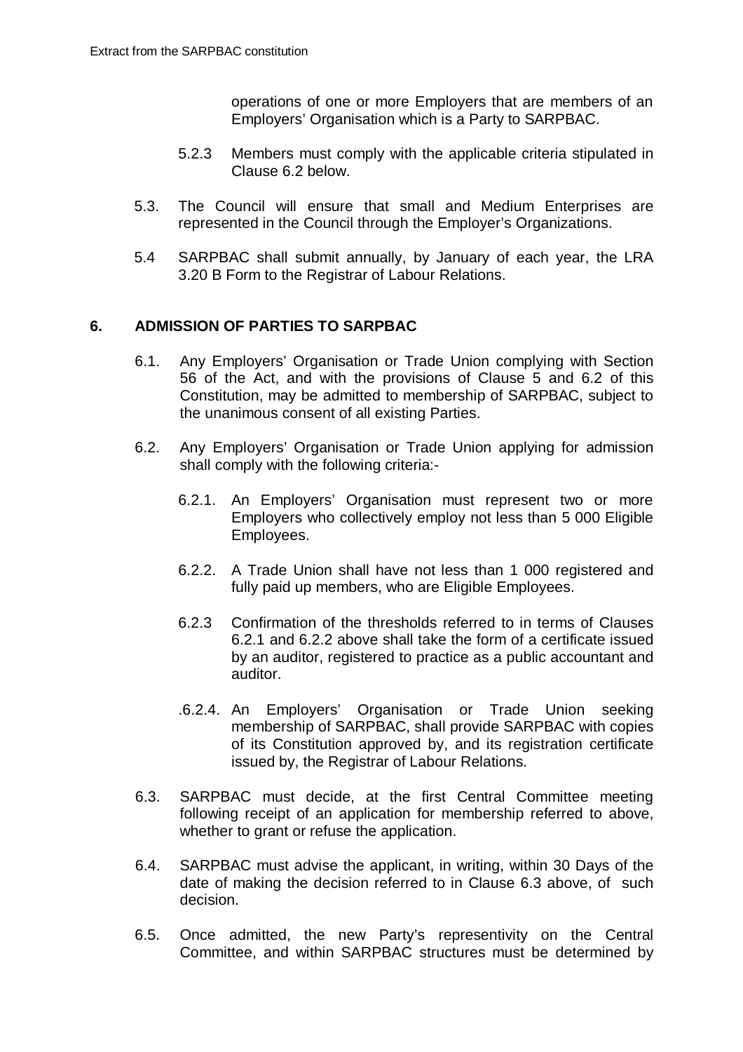operations of one or more Employers that are members of an Employers' Organisation which is a Party to SARPBAC.

5.2.3 Members must comply with the applicable criteria stipulated in Clause 6.2 below.

5.3. The Council will ensure that small and Medium Enterprises are represented in the Council through the Employer's Organizations.

5.4 SARPBAC shall submit annually, by January of each year, the LRA 3.20 B Form to the Registrar of Labour Relations.

## 6. ADMISSION OF PARTIES TO SARPBAC

6.1. Any Employers' Organisation or Trade Union complying with Section 56 of the Act, and with the provisions of Clause 5 and 6.2 of this Constitution, may be admitted to membership of SARPBAC, subject to the unanimous consent of all existing Parties.

6.2. Any Employers' Organisation or Trade Union applying for admission shall comply with the following criteria:-

6.2.1. An Employers' Organisation must represent two or more Employers who collectively employ not less than 5 000 Eligible Employees.

6.2.2. A Trade Union shall have not less than 1 000 registered and fully paid up members, who are Eligible Employees.

6.2.3 Confirmation of the thresholds referred to in terms of Clauses 6.2.1 and 6.2.2 above shall take the form of a certificate issued by an auditor, registered to practice as a public accountant and auditor.

.6.2.4. An Employers' Organisation or Trade Union seeking membership of SARPBAC, shall provide SARPBAC with copies of its Constitution approved by, and its registration certificate issued by, the Registrar of Labour Relations.

6.3. SARPBAC must decide, at the first Central Committee meeting following receipt of an application for membership referred to above, whether to grant or refuse the application.

6.4. SARPBAC must advise the applicant, in writing, within 30 Days of the date of making the decision referred to in Clause 6.3 above, of such decision.

6.5. Once admitted, the new Party's representivity on the Central Committee, and within SARPBAC structures must be determined by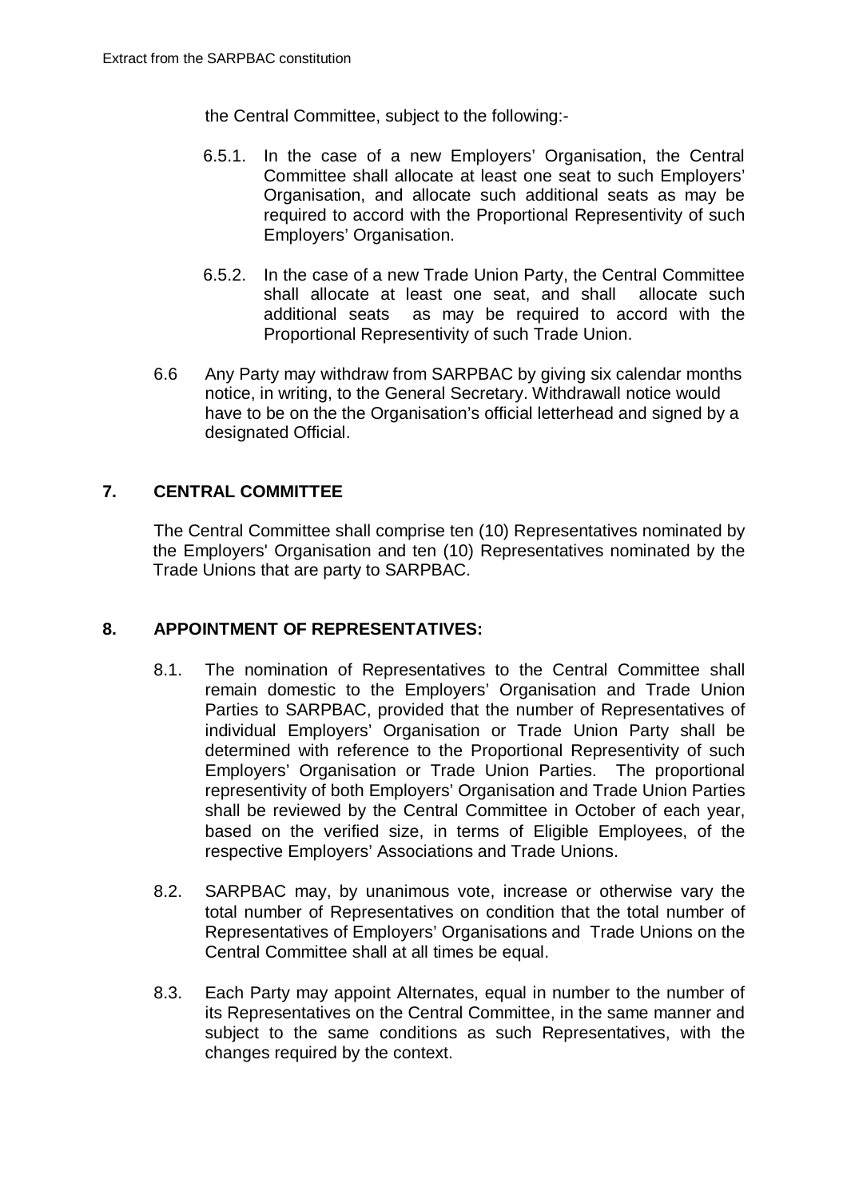the Central Committee, subject to the following:-

6.5.1. In the case of a new Employers' Organisation, the Central Committee shall allocate at least one seat to such Employers' Organisation, and allocate such additional seats as may be required to accord with the Proportional Representivity of such Employers' Organisation.

6.5.2. In the case of a new Trade Union Party, the Central Committee shall allocate at least one seat, and shall allocate such additional seats as may be required to accord with the Proportional Representivity of such Trade Union.

6.6 Any Party may withdraw from SARPBAC by giving six calendar months notice, in writing, to the General Secretary. Withdrawall notice would have to be on the the Organisation's official letterhead and signed by a designated Official.

## 7. CENTRAL COMMITTEE

The Central Committee shall comprise ten (10) Representatives nominated by the Employers' Organisation and ten (10) Representatives nominated by the Trade Unions that are party to SARPBAC.

## 8. APPOINTMENT OF REPRESENTATIVES:

8.1. The nomination of Representatives to the Central Committee shall remain domestic to the Employers' Organisation and Trade Union Parties to SARPBAC, provided that the number of Representatives of individual Employers' Organisation or Trade Union Party shall be determined with reference to the Proportional Representivity of such Employers' Organisation or Trade Union Parties. The proportional representivity of both Employers' Organisation and Trade Union Parties shall be reviewed by the Central Committee in October of each year, based on the verified size, in terms of Eligible Employees, of the respective Employers' Associations and Trade Unions.

8.2. SARPBAC may, by unanimous vote, increase or otherwise vary the total number of Representatives on condition that the total number of Representatives of Employers' Organisations and Trade Unions on the Central Committee shall at all times be equal.

8.3. Each Party may appoint Alternates, equal in number to the number of its Representatives on the Central Committee, in the same manner and subject to the same conditions as such Representatives, with the changes required by the context.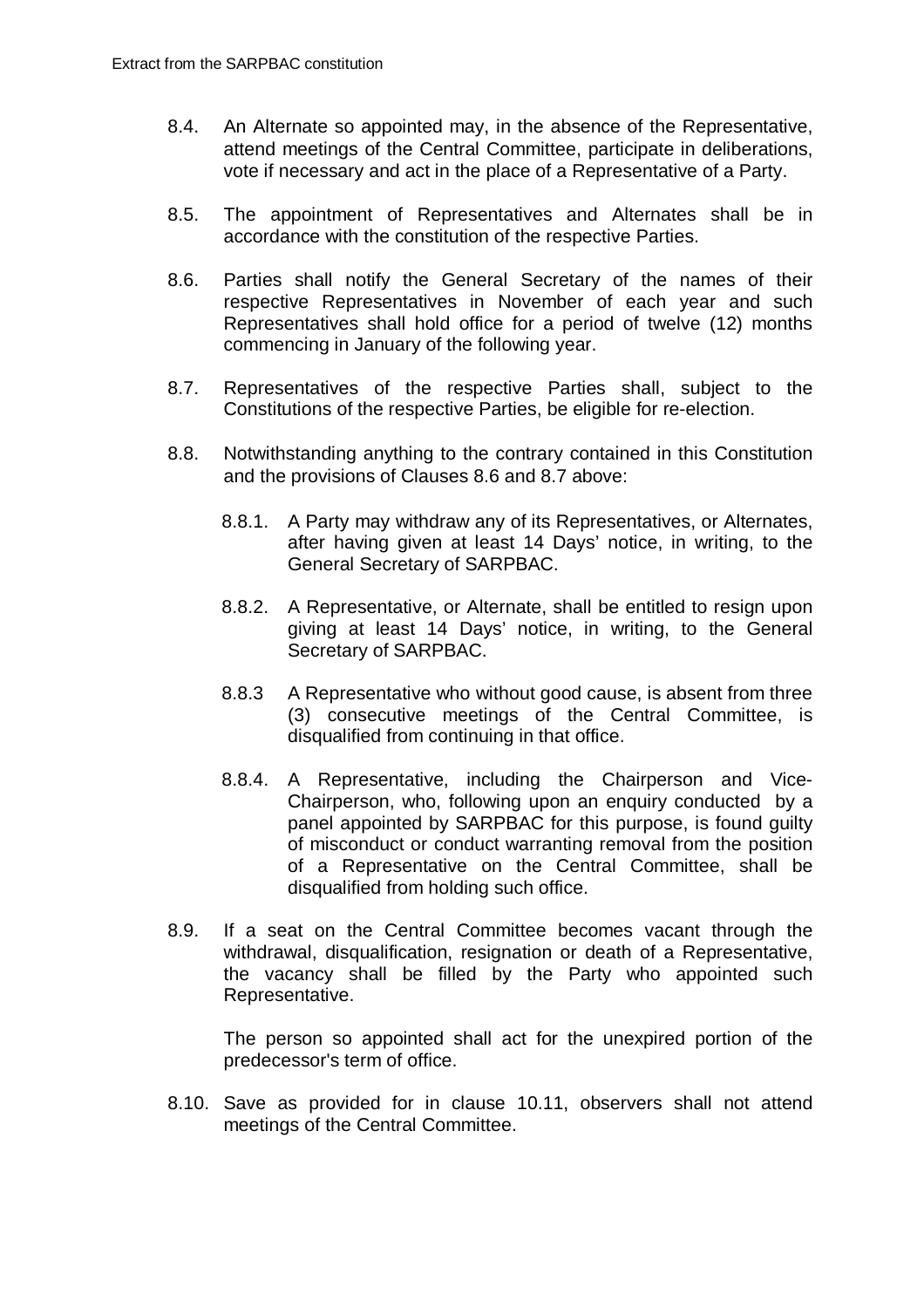8.4. An Alternate so appointed may, in the absence of the Representative, attend meetings of the Central Committee, participate in deliberations, vote if necessary and act in the place of a Representative of a Party.

8.5. The appointment of Representatives and Alternates shall be in accordance with the constitution of the respective Parties.

8.6. Parties shall notify the General Secretary of the names of their respective Representatives in November of each year and such Representatives shall hold office for a period of twelve (12) months commencing in January of the following year.

8.7. Representatives of the respective Parties shall, subject to the Constitutions of the respective Parties, be eligible for re-election.

8.8. Notwithstanding anything to the contrary contained in this Constitution and the provisions of Clauses 8.6 and 8.7 above:

8.8.1. A Party may withdraw any of its Representatives, or Alternates, after having given at least 14 Days' notice, in writing, to the General Secretary of SARPBAC.

8.8.2. A Representative, or Alternate, shall be entitled to resign upon giving at least 14 Days' notice, in writing, to the General Secretary of SARPBAC.

8.8.3 A Representative who without good cause, is absent from three (3) consecutive meetings of the Central Committee, is disqualified from continuing in that office.

8.8.4. A Representative, including the Chairperson and Vice-Chairperson, who, following upon an enquiry conducted by a panel appointed by SARPBAC for this purpose, is found guilty of misconduct or conduct warranting removal from the position of a Representative on the Central Committee, shall be disqualified from holding such office.

8.9. If a seat on the Central Committee becomes vacant through the withdrawal, disqualification, resignation or death of a Representative, the vacancy shall be filled by the Party who appointed such Representative.

The person so appointed shall act for the unexpired portion of the predecessor's term of office.

8.10. Save as provided for in clause 10.11, observers shall not attend meetings of the Central Committee.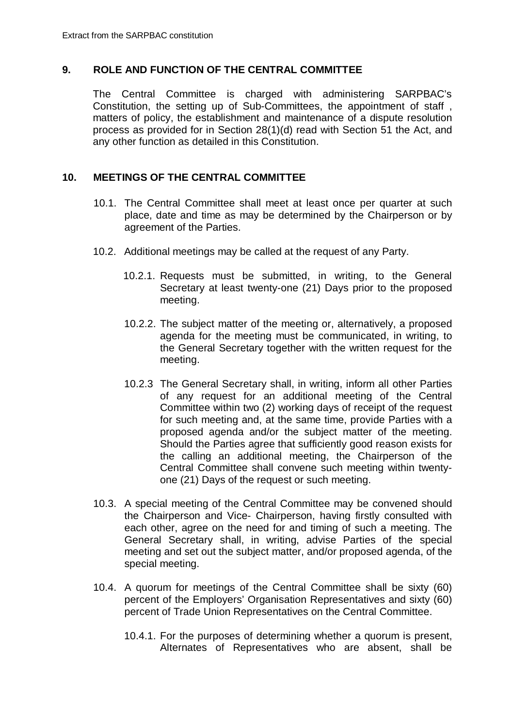Extract from the SARPBAC constitution

## 9. ROLE AND FUNCTION OF THE CENTRAL COMMITTEE

The Central Committee is charged with administering SARPBAC's Constitution, the setting up of Sub-Committees, the appointment of staff , matters of policy, the establishment and maintenance of a dispute resolution process as provided for in Section 28(1)(d) read with Section 51 the Act, and any other function as detailed in this Constitution.

## 10. MEETINGS OF THE CENTRAL COMMITTEE

10.1. The Central Committee shall meet at least once per quarter at such place, date and time as may be determined by the Chairperson or by agreement of the Parties.

10.2. Additional meetings may be called at the request of any Party.

10.2.1. Requests must be submitted, in writing, to the General Secretary at least twenty-one (21) Days prior to the proposed meeting.

10.2.2. The subject matter of the meeting or, alternatively, a proposed agenda for the meeting must be communicated, in writing, to the General Secretary together with the written request for the meeting.

10.2.3 The General Secretary shall, in writing, inform all other Parties of any request for an additional meeting of the Central Committee within two (2) working days of receipt of the request for such meeting and, at the same time, provide Parties with a proposed agenda and/or the subject matter of the meeting. Should the Parties agree that sufficiently good reason exists for the calling an additional meeting, the Chairperson of the Central Committee shall convene such meeting within twenty-one (21) Days of the request or such meeting.

10.3. A special meeting of the Central Committee may be convened should the Chairperson and Vice- Chairperson, having firstly consulted with each other, agree on the need for and timing of such a meeting. The General Secretary shall, in writing, advise Parties of the special meeting and set out the subject matter, and/or proposed agenda, of the special meeting.

10.4. A quorum for meetings of the Central Committee shall be sixty (60) percent of the Employers' Organisation Representatives and sixty (60) percent of Trade Union Representatives on the Central Committee.

10.4.1. For the purposes of determining whether a quorum is present, Alternates of Representatives who are absent, shall be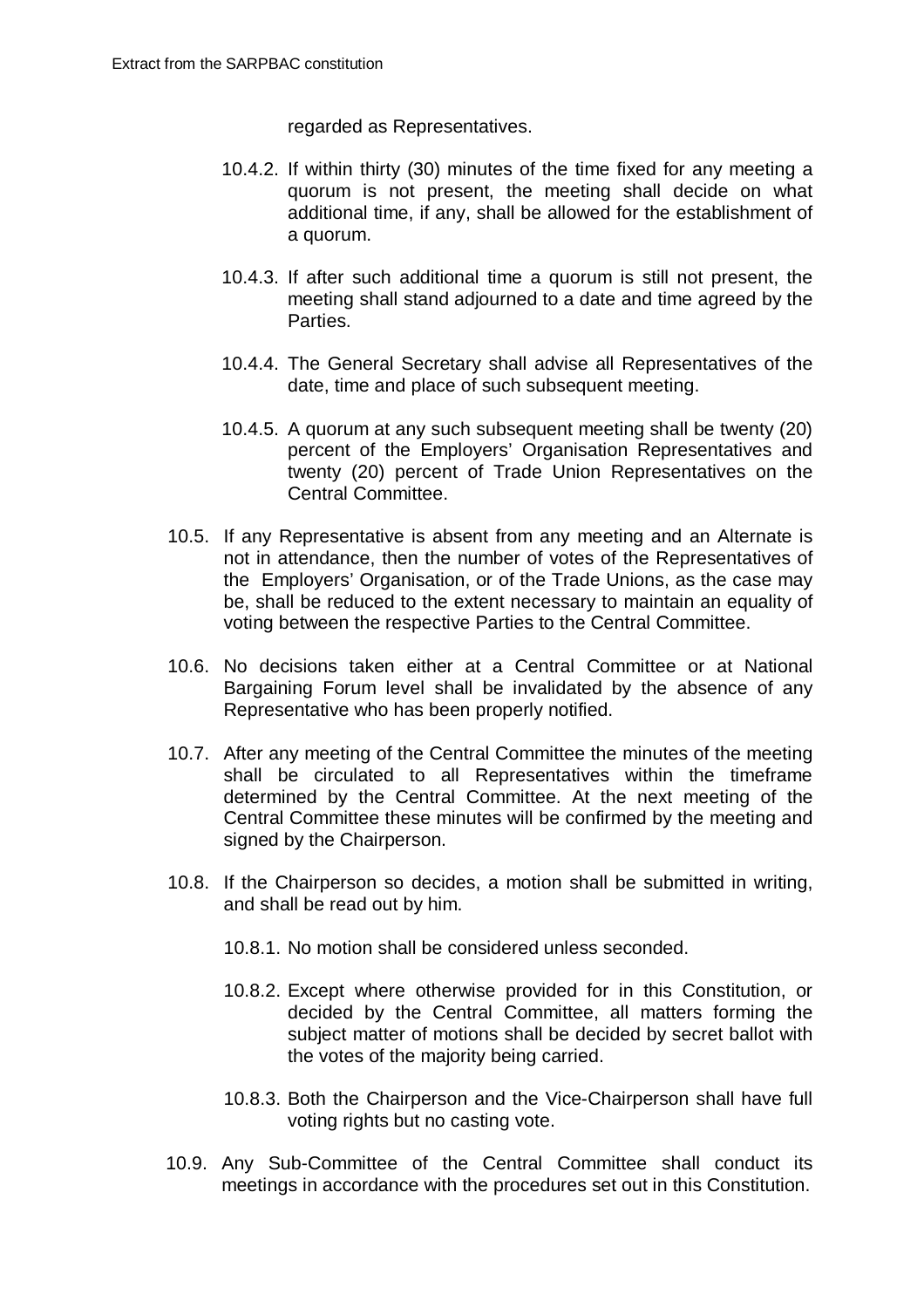regarded as Representatives.

10.4.2. If within thirty (30) minutes of the time fixed for any meeting a quorum is not present, the meeting shall decide on what additional time, if any, shall be allowed for the establishment of a quorum.

10.4.3. If after such additional time a quorum is still not present, the meeting shall stand adjourned to a date and time agreed by the Parties.

10.4.4. The General Secretary shall advise all Representatives of the date, time and place of such subsequent meeting.

10.4.5. A quorum at any such subsequent meeting shall be twenty (20) percent of the Employers' Organisation Representatives and twenty (20) percent of Trade Union Representatives on the Central Committee.

10.5. If any Representative is absent from any meeting and an Alternate is not in attendance, then the number of votes of the Representatives of the Employers' Organisation, or of the Trade Unions, as the case may be, shall be reduced to the extent necessary to maintain an equality of voting between the respective Parties to the Central Committee.

10.6. No decisions taken either at a Central Committee or at National Bargaining Forum level shall be invalidated by the absence of any Representative who has been properly notified.

10.7. After any meeting of the Central Committee the minutes of the meeting shall be circulated to all Representatives within the timeframe determined by the Central Committee. At the next meeting of the Central Committee these minutes will be confirmed by the meeting and signed by the Chairperson.

10.8. If the Chairperson so decides, a motion shall be submitted in writing, and shall be read out by him.

10.8.1. No motion shall be considered unless seconded.

10.8.2. Except where otherwise provided for in this Constitution, or decided by the Central Committee, all matters forming the subject matter of motions shall be decided by secret ballot with the votes of the majority being carried.

10.8.3. Both the Chairperson and the Vice-Chairperson shall have full voting rights but no casting vote.

10.9. Any Sub-Committee of the Central Committee shall conduct its meetings in accordance with the procedures set out in this Constitution.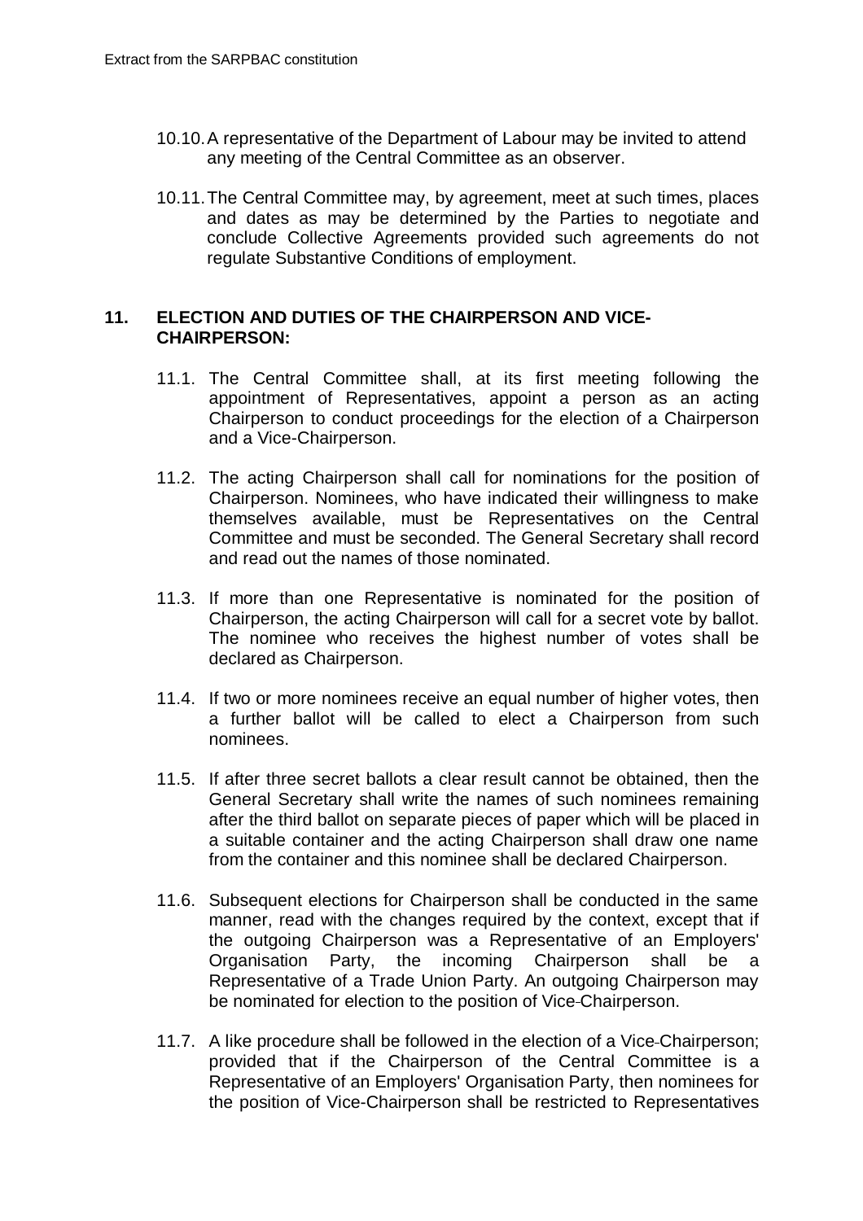10.10. A representative of the Department of Labour may be invited to attend any meeting of the Central Committee as an observer.

10.11. The Central Committee may, by agreement, meet at such times, places and dates as may be determined by the Parties to negotiate and conclude Collective Agreements provided such agreements do not regulate Substantive Conditions of employment.

## 11. ELECTION AND DUTIES OF THE CHAIRPERSON AND VICE-CHAIRPERSON:

11.1. The Central Committee shall, at its first meeting following the appointment of Representatives, appoint a person as an acting Chairperson to conduct proceedings for the election of a Chairperson and a Vice-Chairperson.

11.2. The acting Chairperson shall call for nominations for the position of Chairperson. Nominees, who have indicated their willingness to make themselves available, must be Representatives on the Central Committee and must be seconded. The General Secretary shall record and read out the names of those nominated.

11.3. If more than one Representative is nominated for the position of Chairperson, the acting Chairperson will call for a secret vote by ballot. The nominee who receives the highest number of votes shall be declared as Chairperson.

11.4. If two or more nominees receive an equal number of higher votes, then a further ballot will be called to elect a Chairperson from such nominees.

11.5. If after three secret ballots a clear result cannot be obtained, then the General Secretary shall write the names of such nominees remaining after the third ballot on separate pieces of paper which will be placed in a suitable container and the acting Chairperson shall draw one name from the container and this nominee shall be declared Chairperson.

11.6. Subsequent elections for Chairperson shall be conducted in the same manner, read with the changes required by the context, except that if the outgoing Chairperson was a Representative of an Employers' Organisation Party, the incoming Chairperson shall be a Representative of a Trade Union Party. An outgoing Chairperson may be nominated for election to the position of Vice-Chairperson.

11.7. A like procedure shall be followed in the election of a Vice-Chairperson; provided that if the Chairperson of the Central Committee is a Representative of an Employers' Organisation Party, then nominees for the position of Vice-Chairperson shall be restricted to Representatives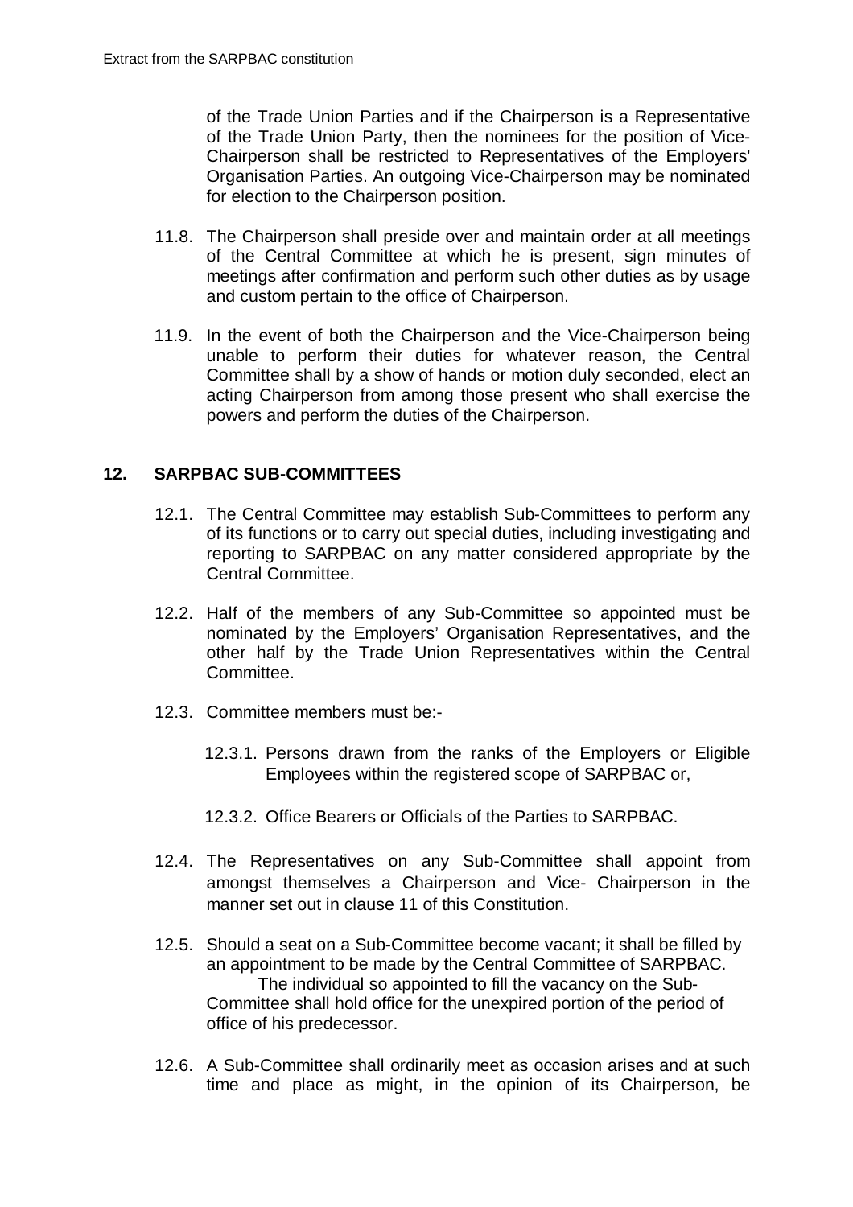of the Trade Union Parties and if the Chairperson is a Representative of the Trade Union Party, then the nominees for the position of Vice-Chairperson shall be restricted to Representatives of the Employers' Organisation Parties. An outgoing Vice-Chairperson may be nominated for election to the Chairperson position.

11.8. The Chairperson shall preside over and maintain order at all meetings of the Central Committee at which he is present, sign minutes of meetings after confirmation and perform such other duties as by usage and custom pertain to the office of Chairperson.

11.9. In the event of both the Chairperson and the Vice-Chairperson being unable to perform their duties for whatever reason, the Central Committee shall by a show of hands or motion duly seconded, elect an acting Chairperson from among those present who shall exercise the powers and perform the duties of the Chairperson.

## 12. SARPBAC SUB-COMMITTEES

12.1. The Central Committee may establish Sub-Committees to perform any of its functions or to carry out special duties, including investigating and reporting to SARPBAC on any matter considered appropriate by the Central Committee.

12.2. Half of the members of any Sub-Committee so appointed must be nominated by the Employers' Organisation Representatives, and the other half by the Trade Union Representatives within the Central Committee.

12.3. Committee members must be:-

12.3.1. Persons drawn from the ranks of the Employers or Eligible Employees within the registered scope of SARPBAC or,

12.3.2. Office Bearers or Officials of the Parties to SARPBAC.

12.4. The Representatives on any Sub-Committee shall appoint from amongst themselves a Chairperson and Vice- Chairperson in the manner set out in clause 11 of this Constitution.

12.5. Should a seat on a Sub-Committee become vacant; it shall be filled by an appointment to be made by the Central Committee of SARPBAC. The individual so appointed to fill the vacancy on the Sub-Committee shall hold office for the unexpired portion of the period of office of his predecessor.

12.6. A Sub-Committee shall ordinarily meet as occasion arises and at such time and place as might, in the opinion of its Chairperson, be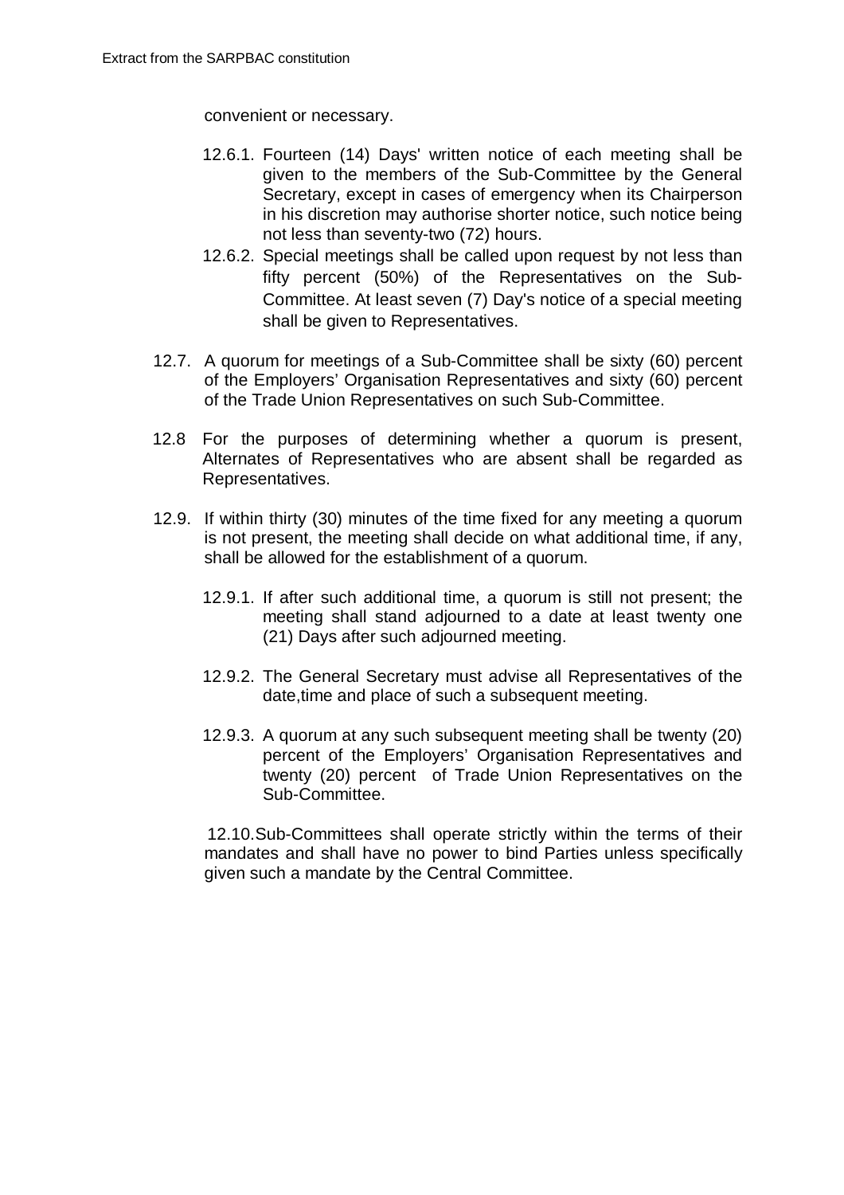convenient or necessary.

12.6.1. Fourteen (14) Days' written notice of each meeting shall be given to the members of the Sub-Committee by the General Secretary, except in cases of emergency when its Chairperson in his discretion may authorise shorter notice, such notice being not less than seventy-two (72) hours.

12.6.2. Special meetings shall be called upon request by not less than fifty percent (50%) of the Representatives on the Sub-Committee. At least seven (7) Day's notice of a special meeting shall be given to Representatives.

12.7. A quorum for meetings of a Sub-Committee shall be sixty (60) percent of the Employers' Organisation Representatives and sixty (60) percent of the Trade Union Representatives on such Sub-Committee.

12.8 For the purposes of determining whether a quorum is present, Alternates of Representatives who are absent shall be regarded as Representatives.

12.9. If within thirty (30) minutes of the time fixed for any meeting a quorum is not present, the meeting shall decide on what additional time, if any, shall be allowed for the establishment of a quorum.

12.9.1. If after such additional time, a quorum is still not present; the meeting shall stand adjourned to a date at least twenty one (21) Days after such adjourned meeting.

12.9.2. The General Secretary must advise all Representatives of the date,time and place of such a subsequent meeting.

12.9.3. A quorum at any such subsequent meeting shall be twenty (20) percent of the Employers' Organisation Representatives and twenty (20) percent of Trade Union Representatives on the Sub-Committee.

12.10.Sub-Committees shall operate strictly within the terms of their mandates and shall have no power to bind Parties unless specifically given such a mandate by the Central Committee.